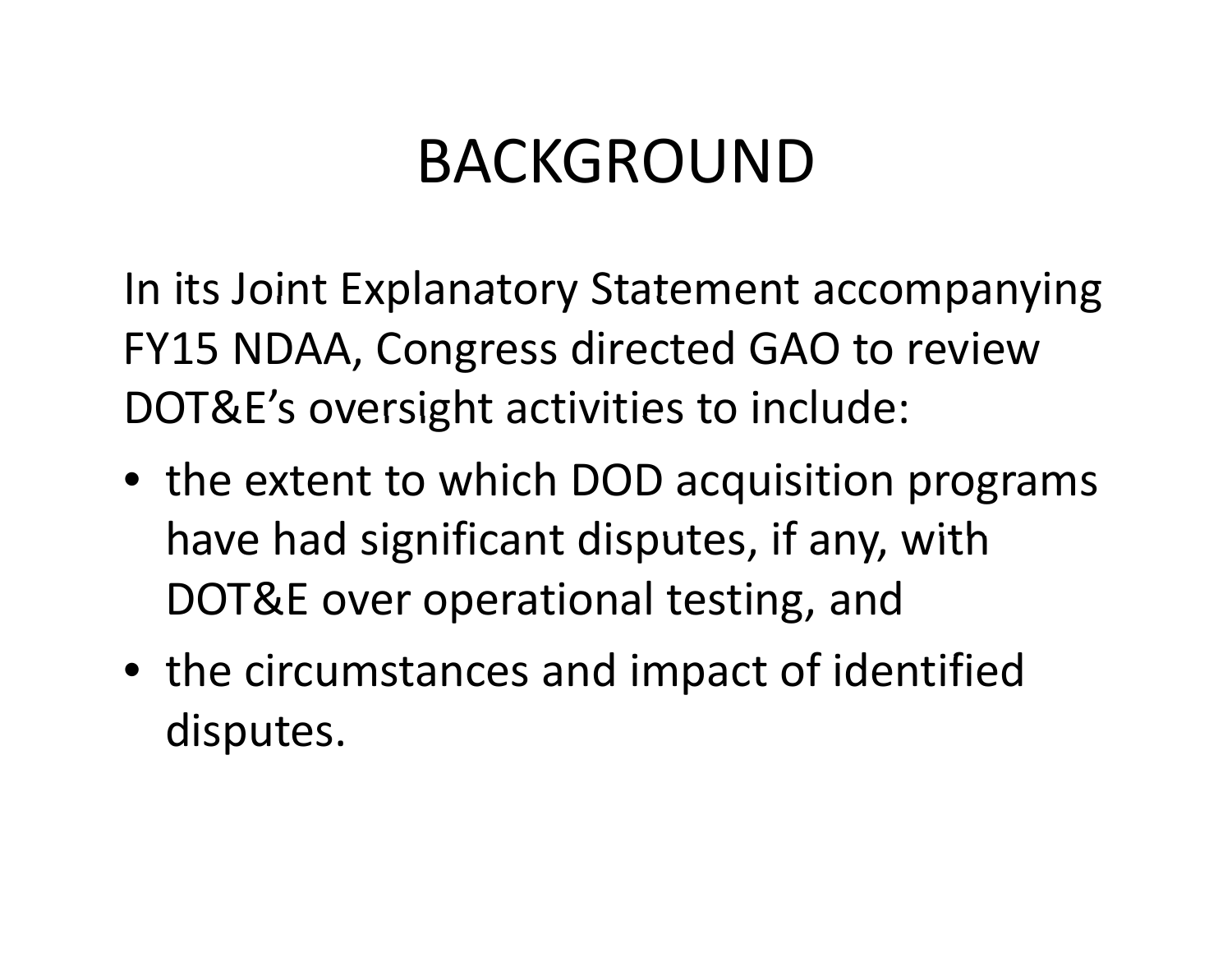# BACKGROUND

In its Joint Explanatory Statement accompanying FY15 NDAA, Congress directed GAO to review DOT&E's oversight activities to include:

- the extent to which DOD acquisition programs have had significant disputes, if any, with DOT&E over operational testing, and
- the circumstances and impact of identified disputes.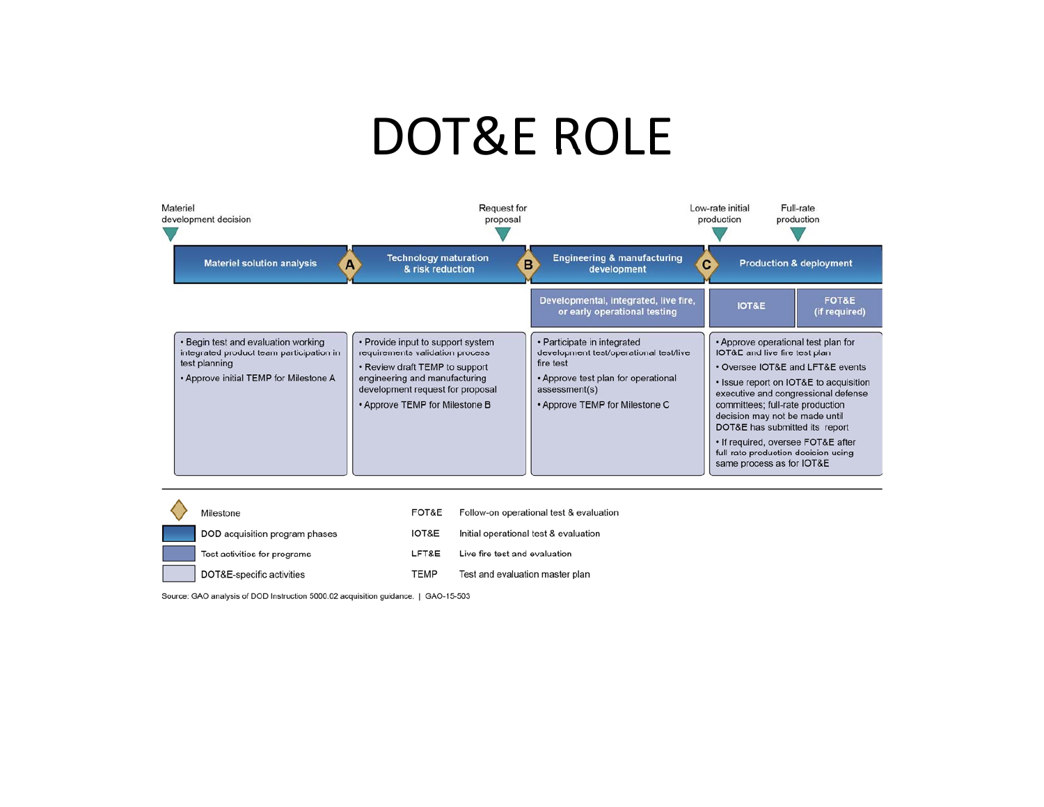# DOT&E ROLE

| | Materiel solution analysis | Technology maturation & risk reduction | Engineering & manufacturing development | Production & deployment | |
|---|---|---|---|---|---|
| Milestones / events | Materiel development decision; Milestone A | Request for proposal; Milestone B | Milestone C | Low-rate initial production | Full-rate production |
| Test activities for programs | | | Developmental, integrated, live fire, or early operational testing | IOT&E | FOT&E (if required) |
| DOT&E-specific activities | • Begin test and evaluation working integrated product team participation in test planning<br>• Approve initial TEMP for Milestone A | • Provide input to support system requirements validation process<br>• Review draft TEMP to support engineering and manufacturing development request for proposal<br>• Approve TEMP for Milestone B | • Participate in integrated development test/operational test/live fire test<br>• Approve test plan for operational assessment(s)<br>• Approve TEMP for Milestone C | • Approve operational test plan for IOT&E and live fire test plan<br>• Oversee IOT&E and LFT&E events<br>• Issue report on IOT&E to acquisition executive and congressional defense committees; full-rate production decision may not be made until DOT&E has submitted its report<br>• If required, oversee FOT&E after full rate production decision using same process as for IOT&E | |

**Legend:**

- ◆ Milestone
- DOD acquisition program phases
- Test activities for programs
- DOT&E-specific activities

| Abbreviation | Meaning |
|---|---|
| FOT&E | Follow-on operational test & evaluation |
| IOT&E | Initial operational test & evaluation |
| LFT&E | Live fire test and evaluation |
| TEMP | Test and evaluation master plan |

Source: GAO analysis of DOD Instruction 5000.02 acquisition guidance. | GAO-15-503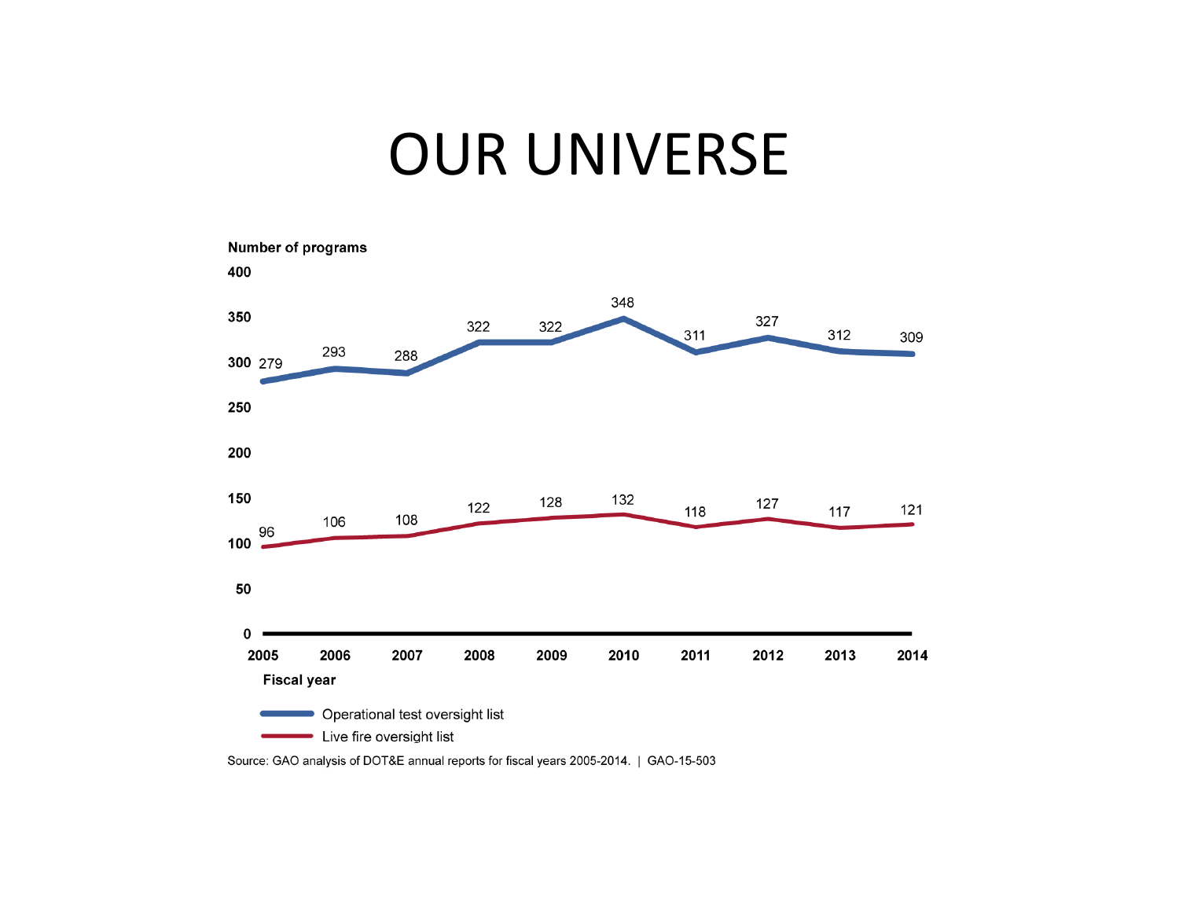# OUR UNIVERSE

Number of programs

| Fiscal year | 2005 | 2006 | 2007 | 2008 | 2009 | 2010 | 2011 | 2012 | 2013 | 2014 |
|---|---|---|---|---|---|---|---|---|---|---|
| Operational test oversight list | 279 | 293 | 288 | 322 | 322 | 348 | 311 | 327 | 312 | 309 |
| Live fire oversight list | 96 | 106 | 108 | 122 | 128 | 132 | 118 | 127 | 117 | 121 |

Source: GAO analysis of DOT&E annual reports for fiscal years 2005-2014. | GAO-15-503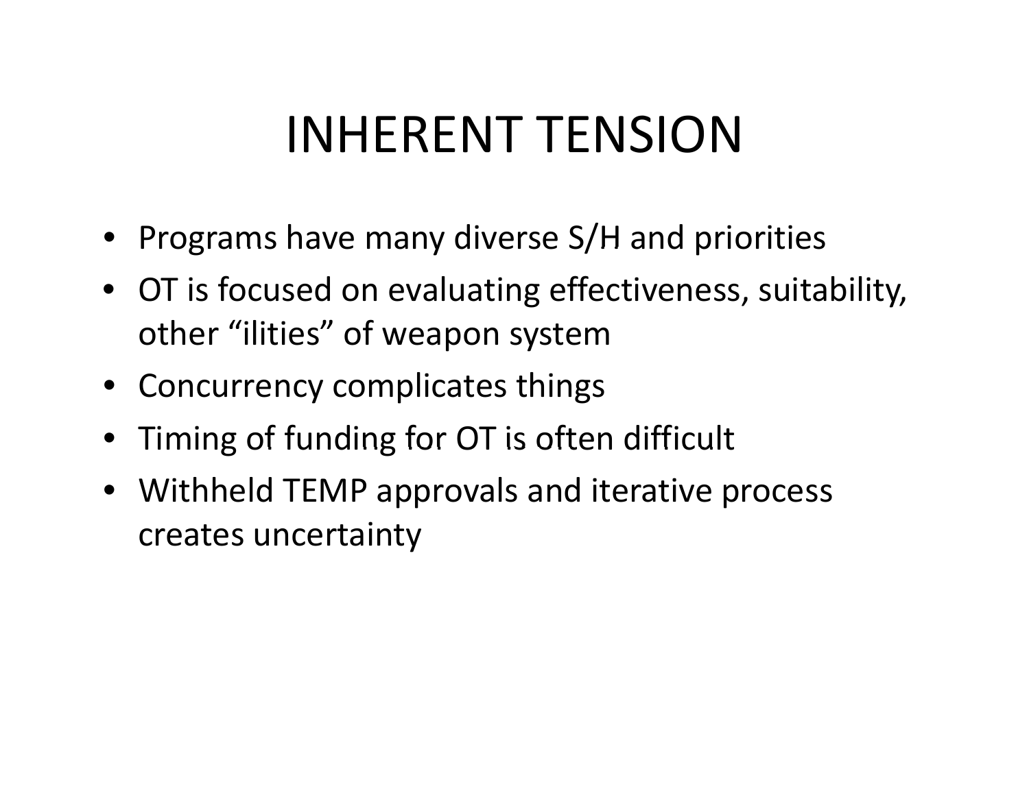# INHERENT TENSION

- Programs have many diverse S/H and priorities
- OT is focused on evaluating effectiveness, suitability, other "ilities" of weapon system
- Concurrency complicates things
- Timing of funding for OT is often difficult
- Withheld TEMP approvals and iterative process creates uncertainty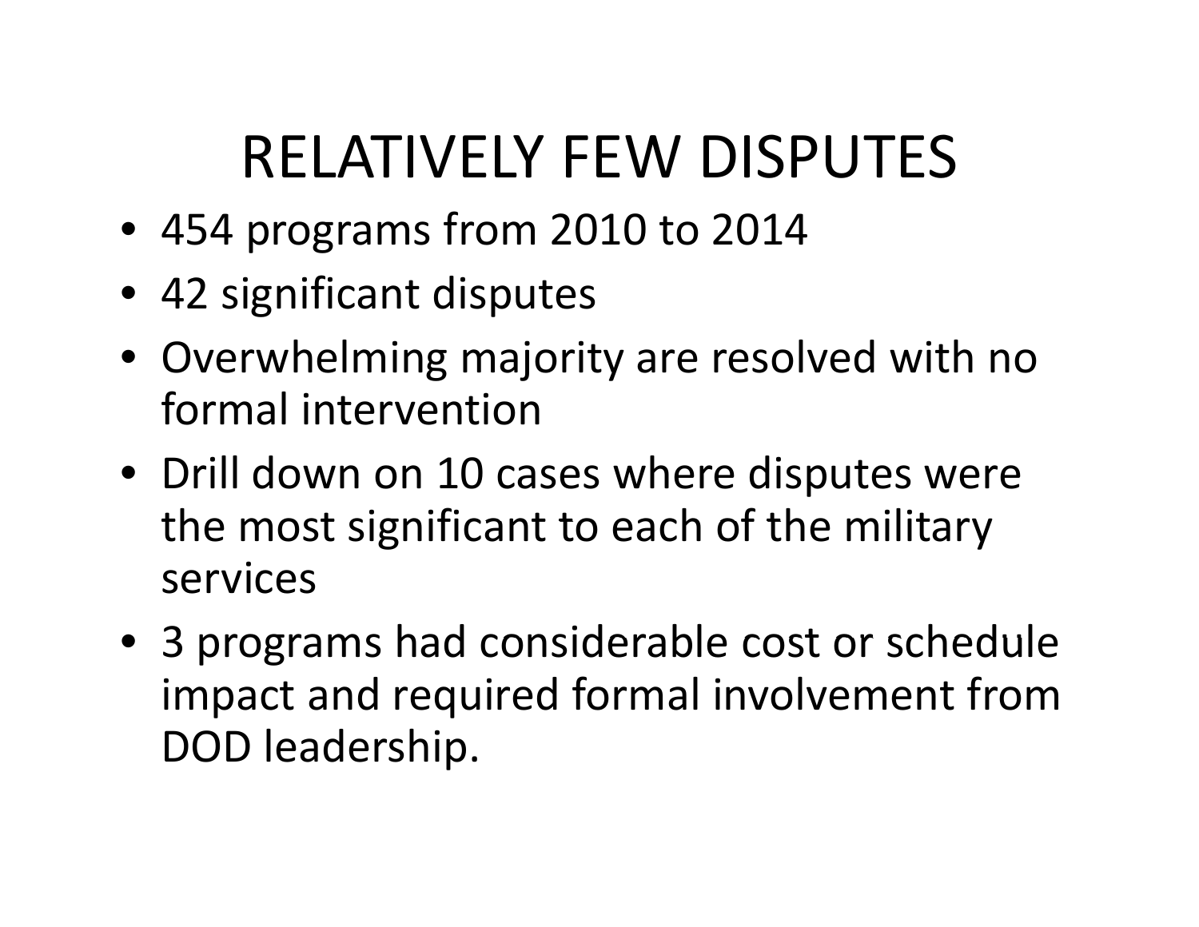# RELATIVELY FEW DISPUTES

- 454 programs from 2010 to 2014
- 42 significant disputes
- Overwhelming majority are resolved with no formal intervention
- Drill down on 10 cases where disputes were the most significant to each of the military services
- 3 programs had considerable cost or schedule impact and required formal involvement from DOD leadership.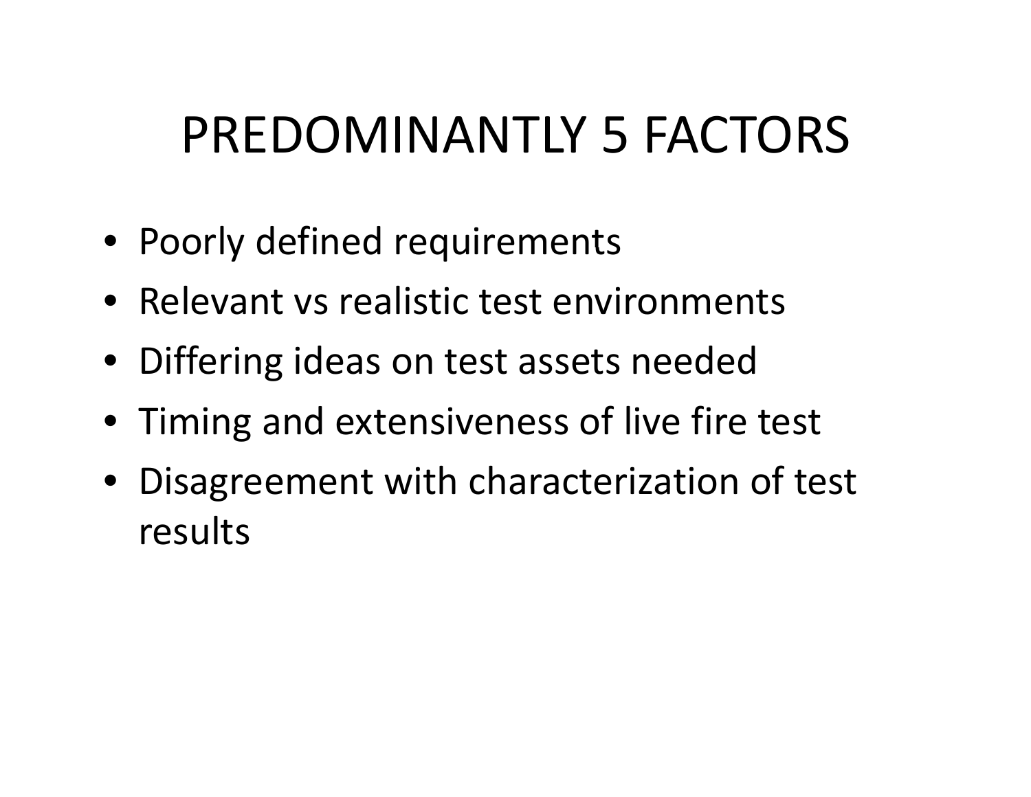# PREDOMINANTLY 5 FACTORS

- Poorly defined requirements
- Relevant vs realistic test environments
- Differing ideas on test assets needed
- Timing and extensiveness of live fire test
- Disagreement with characterization of test results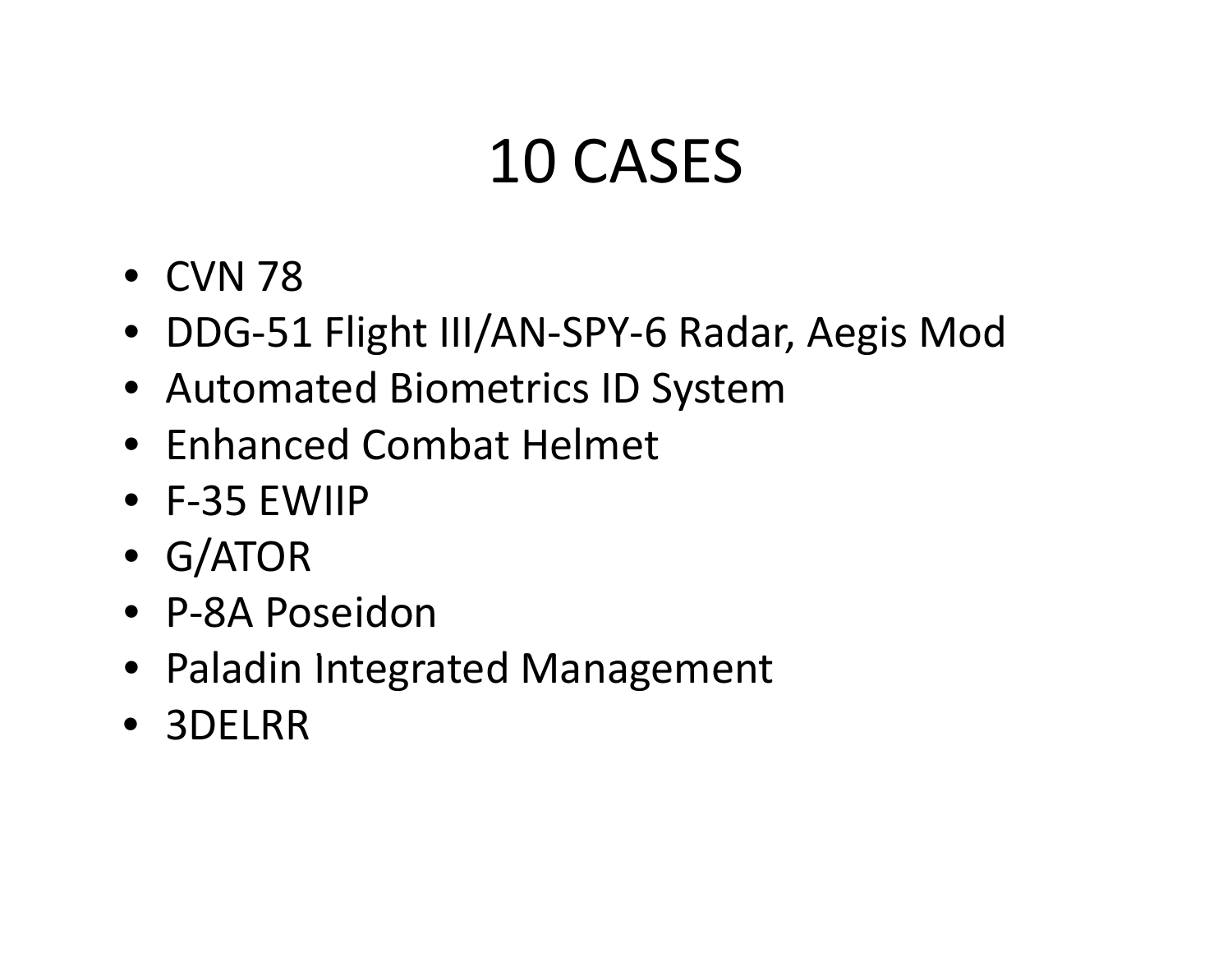# 10 CASES

- CVN 78
- DDG-51 Flight III/AN-SPY-6 Radar, Aegis Mod
- Automated Biometrics ID System
- Enhanced Combat Helmet
- F-35 EWIIP
- G/ATOR
- P-8A Poseidon
- Paladin Integrated Management
- 3DELRR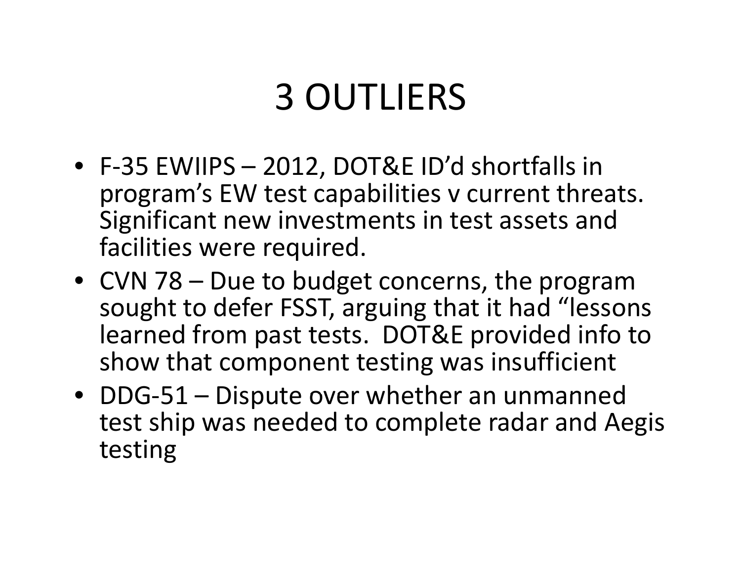# 3 OUTLIERS

- F-35 EWIIPS – 2012, DOT&E ID'd shortfalls in program's EW test capabilities v current threats. Significant new investments in test assets and facilities were required.
- CVN 78 – Due to budget concerns, the program sought to defer FSST, arguing that it had "lessons learned from past tests. DOT&E provided info to show that component testing was insufficient
- DDG-51 – Dispute over whether an unmanned test ship was needed to complete radar and Aegis testing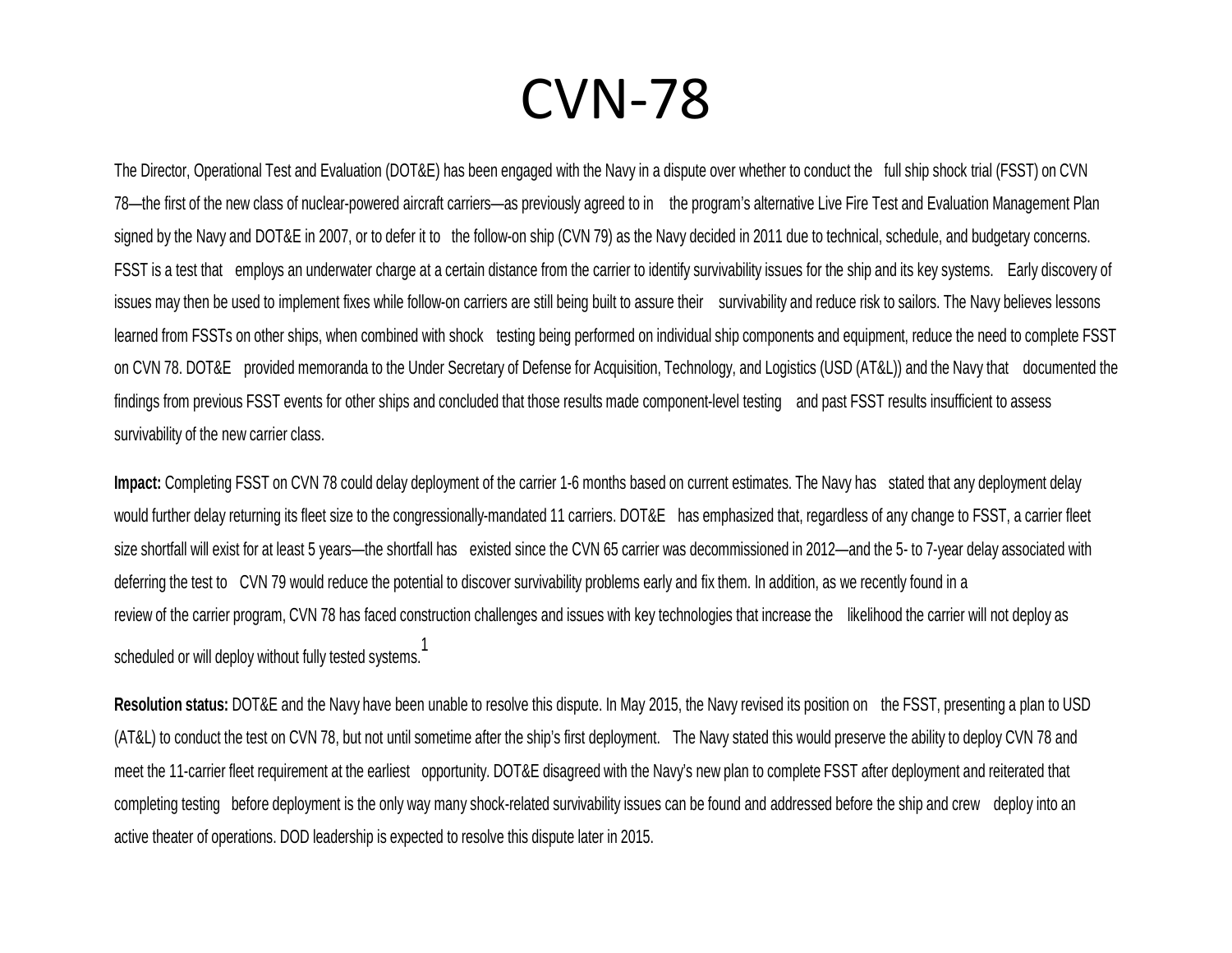# CVN-78

The Director, Operational Test and Evaluation (DOT&E) has been engaged with the Navy in a dispute over whether to conduct the full ship shock trial (FSST) on CVN 78—the first of the new class of nuclear-powered aircraft carriers—as previously agreed to in the program's alternative Live Fire Test and Evaluation Management Plan signed by the Navy and DOT&E in 2007, or to defer it to the follow-on ship (CVN 79) as the Navy decided in 2011 due to technical, schedule, and budgetary concerns. FSST is a test that employs an underwater charge at a certain distance from the carrier to identify survivability issues for the ship and its key systems. Early discovery of issues may then be used to implement fixes while follow-on carriers are still being built to assure their survivability and reduce risk to sailors. The Navy believes lessons learned from FSSTs on other ships, when combined with shock testing being performed on individual ship components and equipment, reduce the need to complete FSST on CVN 78. DOT&E provided memoranda to the Under Secretary of Defense for Acquisition, Technology, and Logistics (USD (AT&L)) and the Navy that documented the findings from previous FSST events for other ships and concluded that those results made component-level testing and past FSST results insufficient to assess survivability of the new carrier class.

**Impact:** Completing FSST on CVN 78 could delay deployment of the carrier 1-6 months based on current estimates. The Navy has stated that any deployment delay would further delay returning its fleet size to the congressionally-mandated 11 carriers. DOT&E has emphasized that, regardless of any change to FSST, a carrier fleet size shortfall will exist for at least 5 years—the shortfall has existed since the CVN 65 carrier was decommissioned in 2012—and the 5- to 7-year delay associated with deferring the test to CVN 79 would reduce the potential to discover survivability problems early and fix them. In addition, as we recently found in a review of the carrier program, CVN 78 has faced construction challenges and issues with key technologies that increase the likelihood the carrier will not deploy as scheduled or will deploy without fully tested systems.[1]

**Resolution status:** DOT&E and the Navy have been unable to resolve this dispute. In May 2015, the Navy revised its position on the FSST, presenting a plan to USD (AT&L) to conduct the test on CVN 78, but not until sometime after the ship's first deployment. The Navy stated this would preserve the ability to deploy CVN 78 and meet the 11-carrier fleet requirement at the earliest opportunity. DOT&E disagreed with the Navy's new plan to complete FSST after deployment and reiterated that completing testing before deployment is the only way many shock-related survivability issues can be found and addressed before the ship and crew deploy into an active theater of operations. DOD leadership is expected to resolve this dispute later in 2015.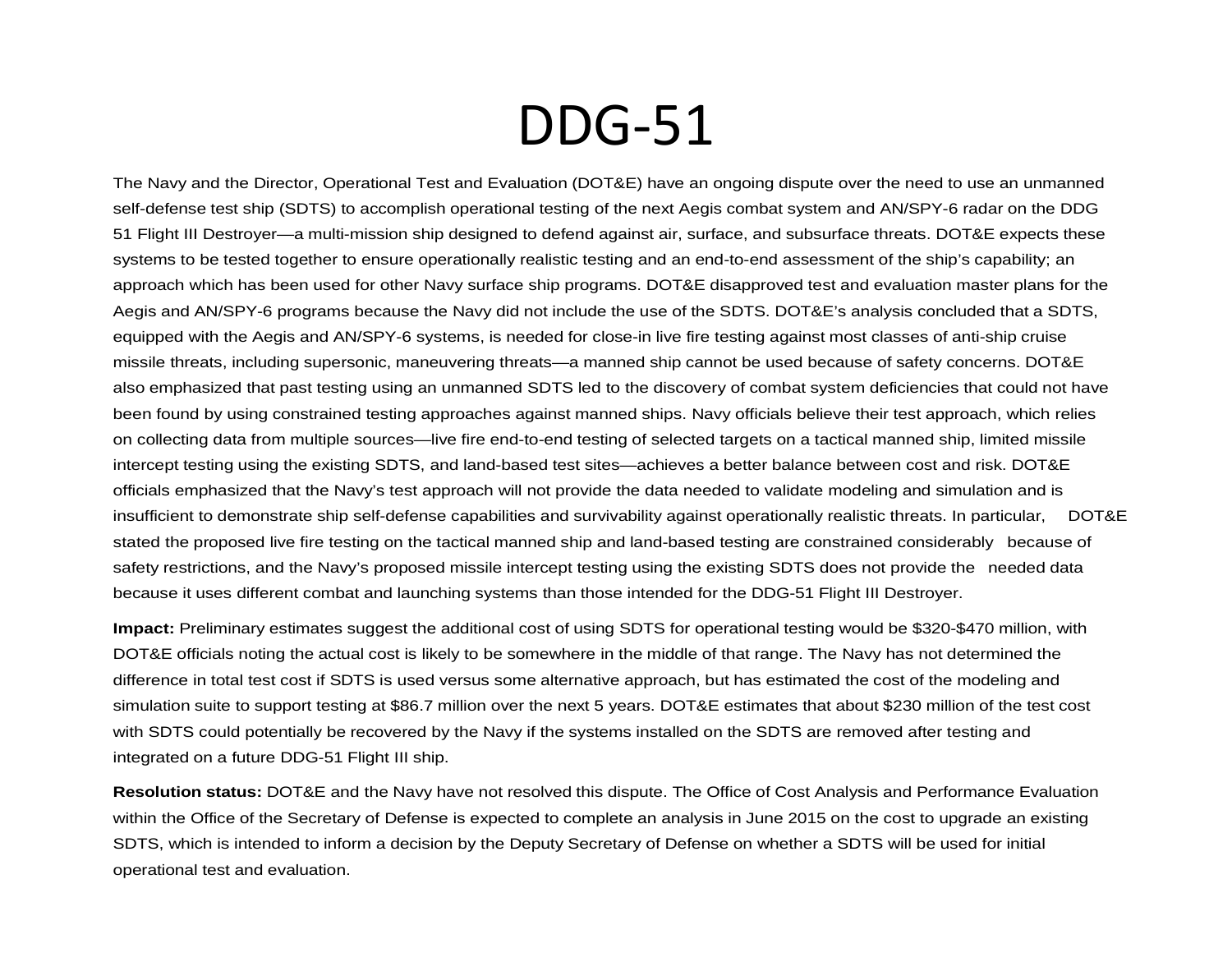# DDG-51

The Navy and the Director, Operational Test and Evaluation (DOT&E) have an ongoing dispute over the need to use an unmanned self-defense test ship (SDTS) to accomplish operational testing of the next Aegis combat system and AN/SPY-6 radar on the DDG 51 Flight III Destroyer—a multi-mission ship designed to defend against air, surface, and subsurface threats. DOT&E expects these systems to be tested together to ensure operationally realistic testing and an end-to-end assessment of the ship's capability; an approach which has been used for other Navy surface ship programs. DOT&E disapproved test and evaluation master plans for the Aegis and AN/SPY-6 programs because the Navy did not include the use of the SDTS. DOT&E's analysis concluded that a SDTS, equipped with the Aegis and AN/SPY-6 systems, is needed for close-in live fire testing against most classes of anti-ship cruise missile threats, including supersonic, maneuvering threats—a manned ship cannot be used because of safety concerns. DOT&E also emphasized that past testing using an unmanned SDTS led to the discovery of combat system deficiencies that could not have been found by using constrained testing approaches against manned ships. Navy officials believe their test approach, which relies on collecting data from multiple sources—live fire end-to-end testing of selected targets on a tactical manned ship, limited missile intercept testing using the existing SDTS, and land-based test sites—achieves a better balance between cost and risk. DOT&E officials emphasized that the Navy's test approach will not provide the data needed to validate modeling and simulation and is insufficient to demonstrate ship self-defense capabilities and survivability against operationally realistic threats. In particular, DOT&E stated the proposed live fire testing on the tactical manned ship and land-based testing are constrained considerably because of safety restrictions, and the Navy's proposed missile intercept testing using the existing SDTS does not provide the needed data because it uses different combat and launching systems than those intended for the DDG-51 Flight III Destroyer.

**Impact:** Preliminary estimates suggest the additional cost of using SDTS for operational testing would be $320-$470 million, with DOT&E officials noting the actual cost is likely to be somewhere in the middle of that range. The Navy has not determined the difference in total test cost if SDTS is used versus some alternative approach, but has estimated the cost of the modeling and simulation suite to support testing at $86.7 million over the next 5 years. DOT&E estimates that about $230 million of the test cost with SDTS could potentially be recovered by the Navy if the systems installed on the SDTS are removed after testing and integrated on a future DDG-51 Flight III ship.

**Resolution status:** DOT&E and the Navy have not resolved this dispute. The Office of Cost Analysis and Performance Evaluation within the Office of the Secretary of Defense is expected to complete an analysis in June 2015 on the cost to upgrade an existing SDTS, which is intended to inform a decision by the Deputy Secretary of Defense on whether a SDTS will be used for initial operational test and evaluation.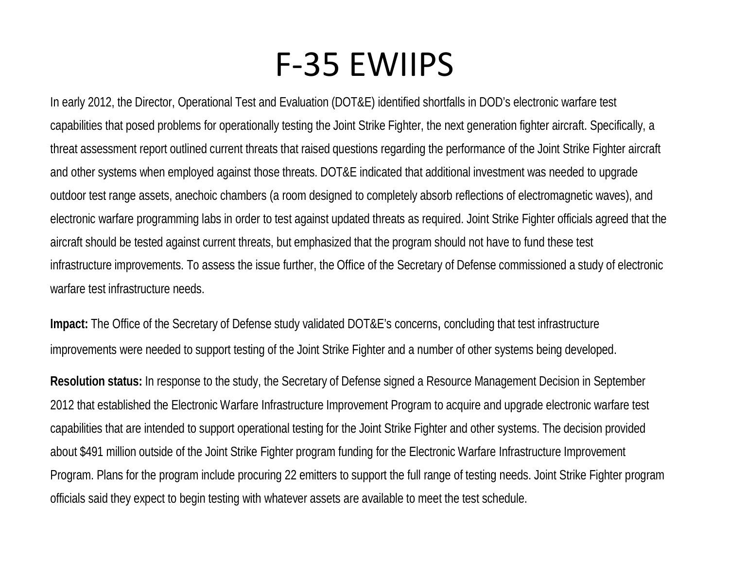# F-35 EWIIPS

In early 2012, the Director, Operational Test and Evaluation (DOT&E) identified shortfalls in DOD's electronic warfare test capabilities that posed problems for operationally testing the Joint Strike Fighter, the next generation fighter aircraft. Specifically, a threat assessment report outlined current threats that raised questions regarding the performance of the Joint Strike Fighter aircraft and other systems when employed against those threats. DOT&E indicated that additional investment was needed to upgrade outdoor test range assets, anechoic chambers (a room designed to completely absorb reflections of electromagnetic waves), and electronic warfare programming labs in order to test against updated threats as required. Joint Strike Fighter officials agreed that the aircraft should be tested against current threats, but emphasized that the program should not have to fund these test infrastructure improvements. To assess the issue further, the Office of the Secretary of Defense commissioned a study of electronic warfare test infrastructure needs.

**Impact:** The Office of the Secretary of Defense study validated DOT&E's concerns, concluding that test infrastructure improvements were needed to support testing of the Joint Strike Fighter and a number of other systems being developed.

**Resolution status:** In response to the study, the Secretary of Defense signed a Resource Management Decision in September 2012 that established the Electronic Warfare Infrastructure Improvement Program to acquire and upgrade electronic warfare test capabilities that are intended to support operational testing for the Joint Strike Fighter and other systems. The decision provided about $491 million outside of the Joint Strike Fighter program funding for the Electronic Warfare Infrastructure Improvement Program. Plans for the program include procuring 22 emitters to support the full range of testing needs. Joint Strike Fighter program officials said they expect to begin testing with whatever assets are available to meet the test schedule.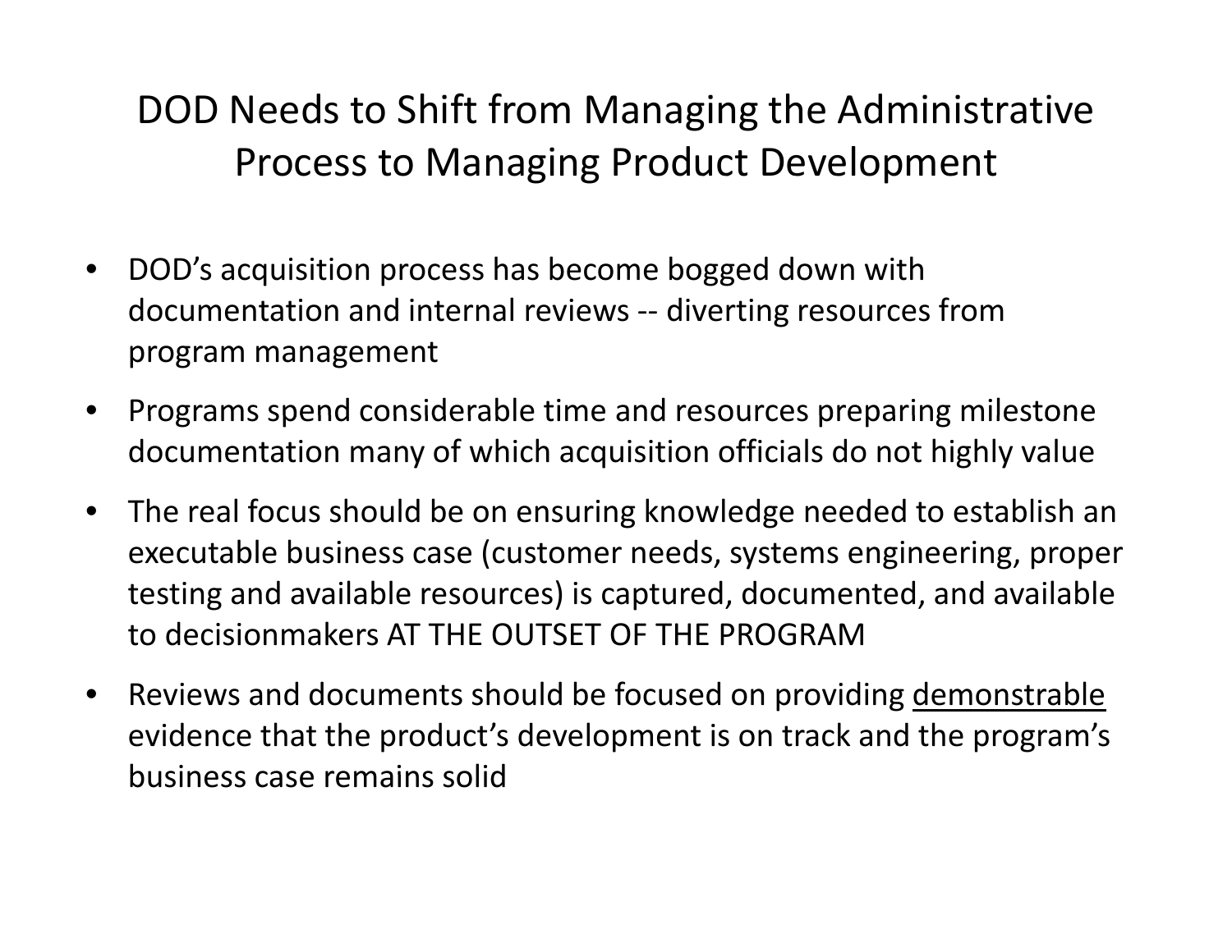# DOD Needs to Shift from Managing the Administrative Process to Managing Product Development

- DOD's acquisition process has become bogged down with documentation and internal reviews -- diverting resources from program management
- Programs spend considerable time and resources preparing milestone documentation many of which acquisition officials do not highly value
- The real focus should be on ensuring knowledge needed to establish an executable business case (customer needs, systems engineering, proper testing and available resources) is captured, documented, and available to decisionmakers AT THE OUTSET OF THE PROGRAM
- Reviews and documents should be focused on providing <u>demonstrable</u> evidence that the product's development is on track and the program's business case remains solid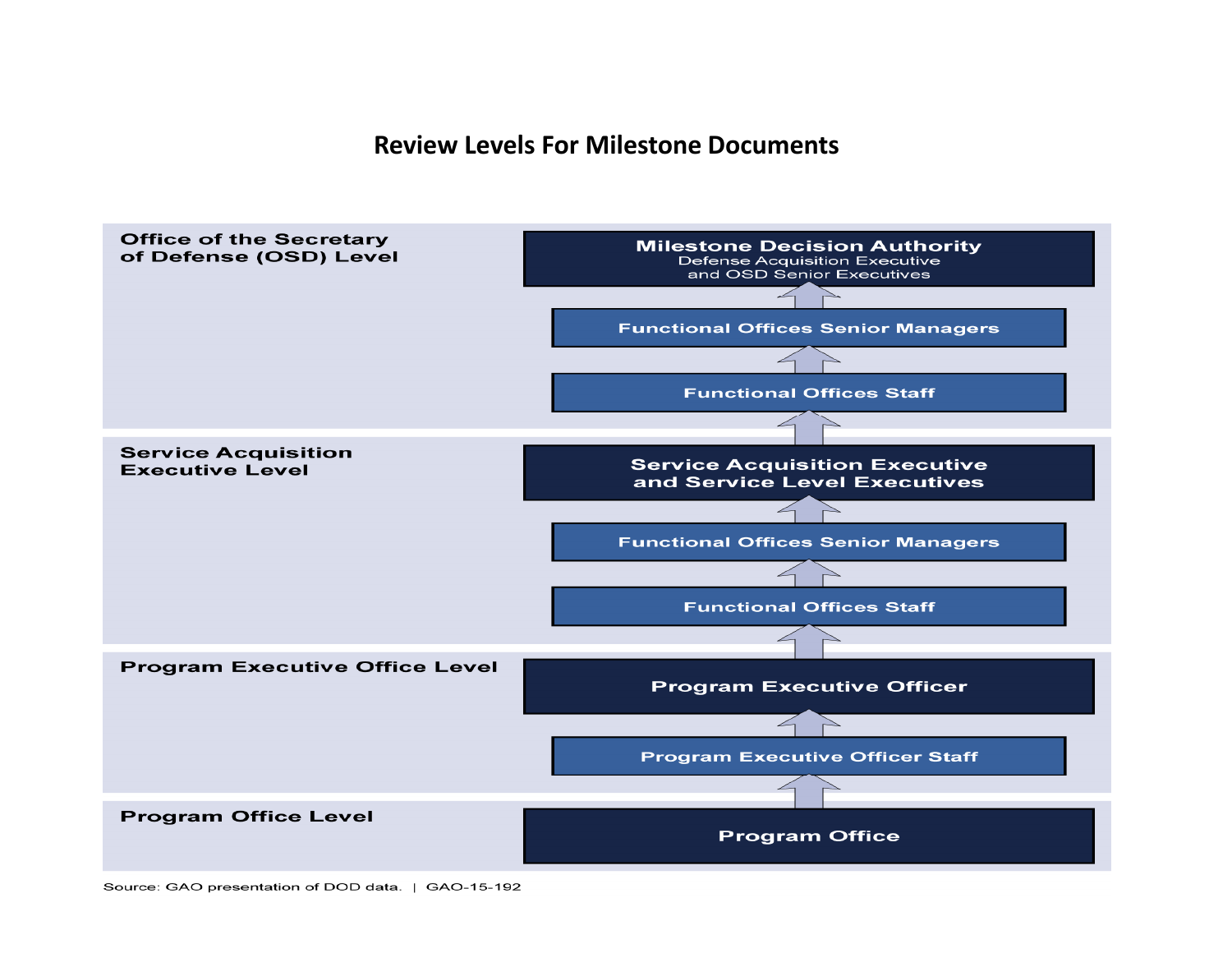# Review Levels For Milestone Documents

**Office of the Secretary of Defense (OSD) Level**

- **Milestone Decision Authority**
  Defense Acquisition Executive and OSD Senior Executives
- Functional Offices Senior Managers
- Functional Offices Staff

**Service Acquisition Executive Level**

- **Service Acquisition Executive and Service Level Executives**
- Functional Offices Senior Managers
- Functional Offices Staff

**Program Executive Office Level**

- **Program Executive Officer**
- Program Executive Officer Staff

**Program Office Level**

- **Program Office**

Source: GAO presentation of DOD data. | GAO-15-192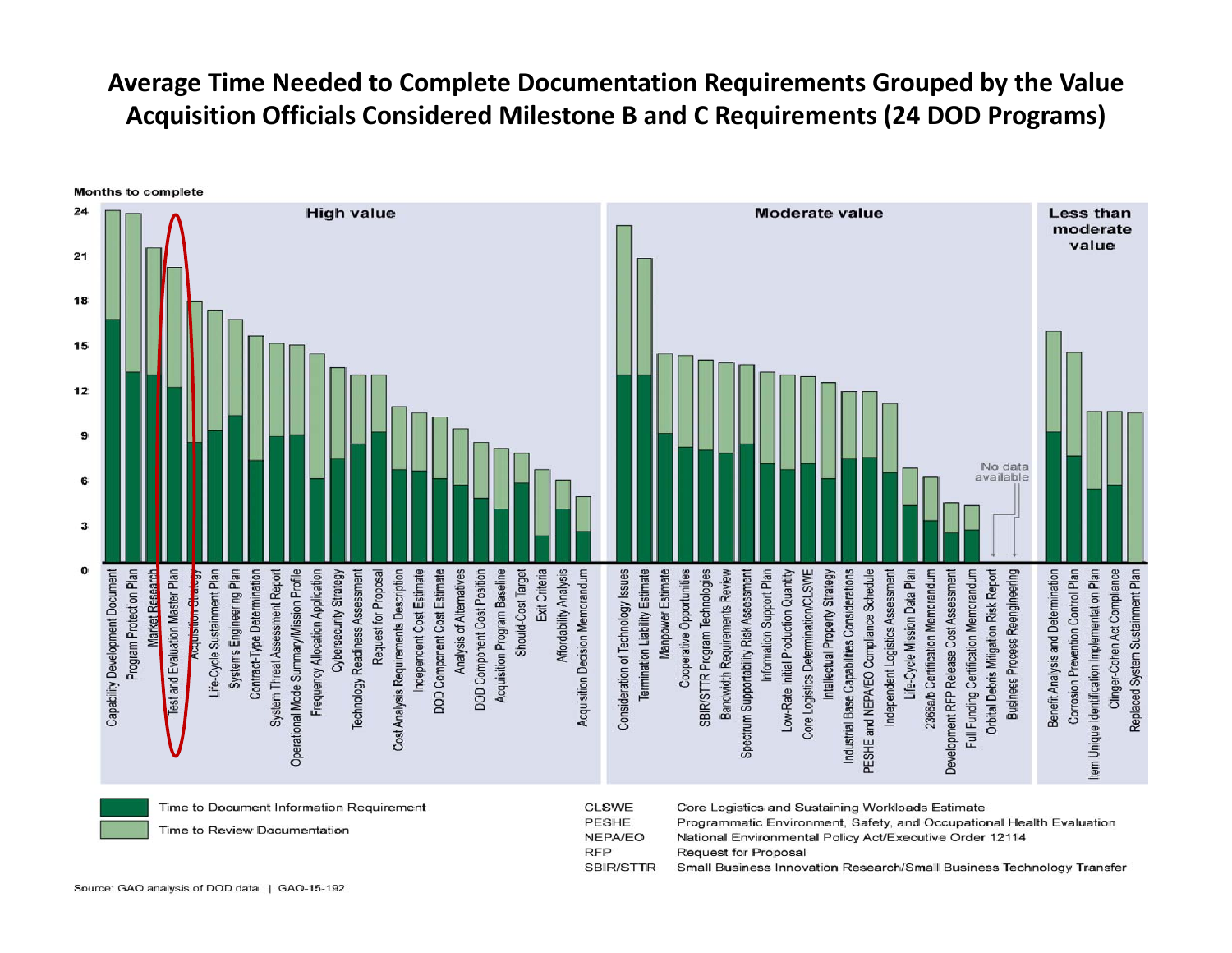# Average Time Needed to Complete Documentation Requirements Grouped by the Value Acquisition Officials Considered Milestone B and C Requirements (24 DOD Programs)

Months to complete

**High value**

- Capability Development Document
- Program Protection Plan
- Market Research
- Test and Evaluation Master Plan
- Acquisition Strategy
- Life-Cycle Sustainment Plan
- Systems Engineering Plan
- Contract-Type Determination
- System Threat Assessment Report
- Operational Mode Summary/Mission Profile
- Frequency Allocation Application
- Cybersecurity Strategy
- Technology Readiness Assessment
- Request for Proposal
- Cost Analysis Requirements Description
- Independent Cost Estimate
- DOD Component Cost Estimate
- Analysis of Alternatives
- DOD Component Cost Position
- Acquisition Program Baseline
- Should-Cost Target
- Exit Criteria
- Affordability Analysis
- Acquisition Decision Memorandum

**Moderate value**

- Consideration of Technology Issues
- Termination Liability Estimate
- Manpower Estimate
- Cooperative Opportunities
- SBIR/STTR Program Technologies
- Bandwidth Requirements Review
- Spectrum Supportability Risk Assessment
- Information Support Plan
- Low-Rate Initial Production Quantity
- Core Logistics Determination/CLSWE
- Intellectual Property Strategy
- Industrial Base Capabilities Considerations
- PESHE and NEPA/EO Compliance Schedule
- Independent Logistics Assessment
- Life-Cycle Mission Data Plan
- 2366a/b Certification Memorandum
- Development RFP Release Cost Assessment
- Full Funding Certification Memorandum
- Orbital Debris Mitigation Risk Report (No data available)
- Business Process Reengineering (No data available)

**Less than moderate value**

- Benefit Analysis and Determination
- Corrosion Prevention Control Plan
- Item Unique Identification Implementation Plan
- Clinger-Cohen Act Compliance
- Replaced System Sustainment Plan

Legend:
- Time to Document Information Requirement
- Time to Review Documentation

| Abbreviation | Definition |
|---|---|
| CLSWE | Core Logistics and Sustaining Workloads Estimate |
| PESHE | Programmatic Environment, Safety, and Occupational Health Evaluation |
| NEPA/EO | National Environmental Policy Act/Executive Order 12114 |
| RFP | Request for Proposal |
| SBIR/STTR | Small Business Innovation Research/Small Business Technology Transfer |

Source: GAO analysis of DOD data. | GAO-15-192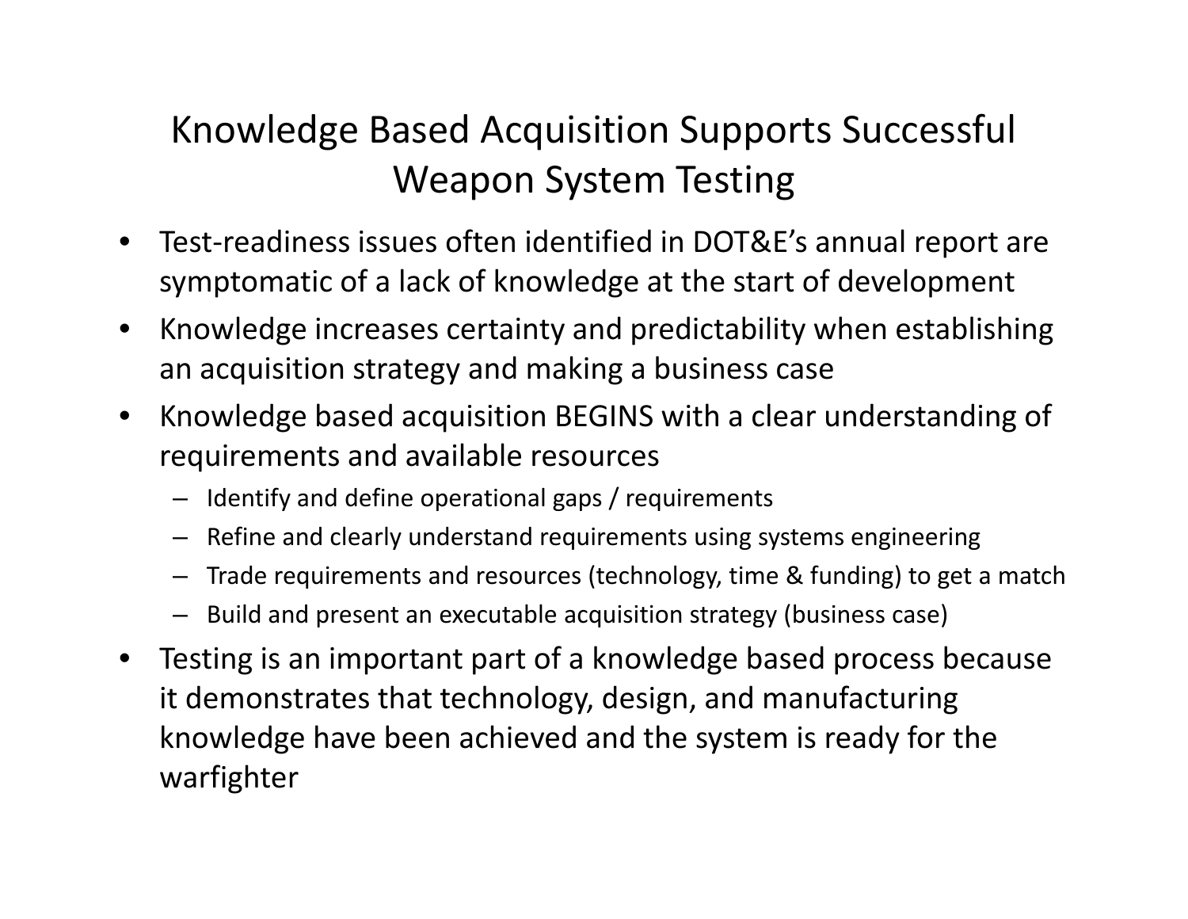# Knowledge Based Acquisition Supports Successful Weapon System Testing

- Test-readiness issues often identified in DOT&E's annual report are symptomatic of a lack of knowledge at the start of development
- Knowledge increases certainty and predictability when establishing an acquisition strategy and making a business case
- Knowledge based acquisition BEGINS with a clear understanding of requirements and available resources
  - Identify and define operational gaps / requirements
  - Refine and clearly understand requirements using systems engineering
  - Trade requirements and resources (technology, time & funding) to get a match
  - Build and present an executable acquisition strategy (business case)
- Testing is an important part of a knowledge based process because it demonstrates that technology, design, and manufacturing knowledge have been achieved and the system is ready for the warfighter